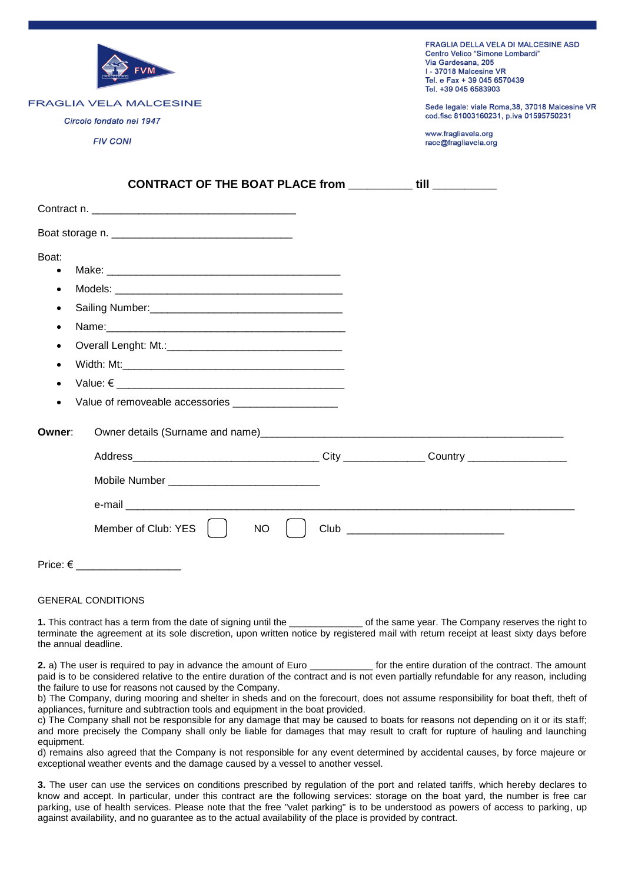FRAGLIA VELA MALCESINE

*Circolo fondato nel 1947*

*FIV CONI*

FRAGLIA DELLA VELA DI MALCESINE ASD
Centro Velico "Simone Lombardi"
Via Gardesana, 205
I - 37018 Malcesine VR
Tel. e Fax + 39 045 6570439
Tel. +39 045 6583903

Sede legale: viale Roma,38, 37018 Malcesine VR
cod.fisc 81003160231, p.iva 01595750231

www.fragliavela.org
race@fragliavela.org

## CONTRACT OF THE BOAT PLACE from __________ till __________

Contract n. ___________________________________

Boat storage n. _______________________________

Boat:

- Make: _________________________________________
- Models: _______________________________________
- Sailing Number:__________________________________
- Name:__________________________________________
- Overall Lenght: Mt.:______________________________
- Width: Mt:______________________________________
- Value: € _______________________________________
- Value of removeable accessories __________________

**Owner**: Owner details (Surname and name)_____________________________________________________

Address________________________________ City ______________ Country _________________

Mobile Number __________________________

e-mail _____________________________________________________________________________

Member of Club: YES ☐ NO ☐ Club ___________________________

Price: € __________________

GENERAL CONDITIONS

**1.** This contract has a term from the date of signing until the _____________ of the same year. The Company reserves the right to terminate the agreement at its sole discretion, upon written notice by registered mail with return receipt at least sixty days before the annual deadline.

**2.** a) The user is required to pay in advance the amount of Euro ___________ for the entire duration of the contract. The amount paid is to be considered relative to the entire duration of the contract and is not even partially refundable for any reason, including the failure to use for reasons not caused by the Company.
b) The Company, during mooring and shelter in sheds and on the forecourt, does not assume responsibility for boat theft, theft of appliances, furniture and subtraction tools and equipment in the boat provided.
c) The Company shall not be responsible for any damage that may be caused to boats for reasons not depending on it or its staff; and more precisely the Company shall only be liable for damages that may result to craft for rupture of hauling and launching equipment.
d) remains also agreed that the Company is not responsible for any event determined by accidental causes, by force majeure or exceptional weather events and the damage caused by a vessel to another vessel.

**3.** The user can use the services on conditions prescribed by regulation of the port and related tariffs, which hereby declares to know and accept. In particular, under this contract are the following services: storage on the boat yard, the number is free car parking, use of health services. Please note that the free "valet parking" is to be understood as powers of access to parking, up against availability, and no guarantee as to the actual availability of the place is provided by contract.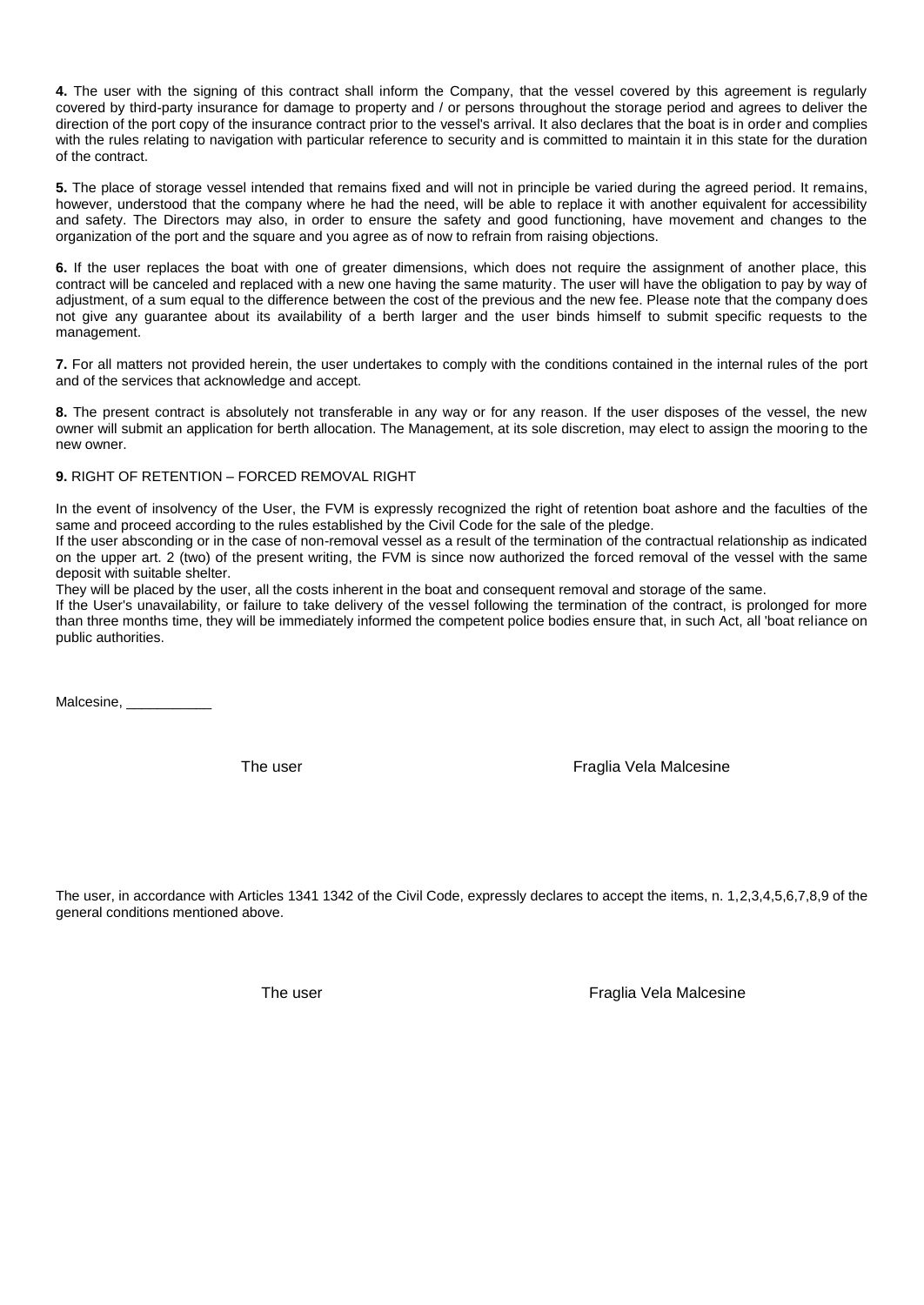**4.** The user with the signing of this contract shall inform the Company, that the vessel covered by this agreement is regularly covered by third-party insurance for damage to property and / or persons throughout the storage period and agrees to deliver the direction of the port copy of the insurance contract prior to the vessel's arrival. It also declares that the boat is in order and complies with the rules relating to navigation with particular reference to security and is committed to maintain it in this state for the duration of the contract.

**5.** The place of storage vessel intended that remains fixed and will not in principle be varied during the agreed period. It remains, however, understood that the company where he had the need, will be able to replace it with another equivalent for accessibility and safety. The Directors may also, in order to ensure the safety and good functioning, have movement and changes to the organization of the port and the square and you agree as of now to refrain from raising objections.

**6.** If the user replaces the boat with one of greater dimensions, which does not require the assignment of another place, this contract will be canceled and replaced with a new one having the same maturity. The user will have the obligation to pay by way of adjustment, of a sum equal to the difference between the cost of the previous and the new fee. Please note that the company does not give any guarantee about its availability of a berth larger and the user binds himself to submit specific requests to the management.

**7.** For all matters not provided herein, the user undertakes to comply with the conditions contained in the internal rules of the port and of the services that acknowledge and accept.

**8.** The present contract is absolutely not transferable in any way or for any reason. If the user disposes of the vessel, the new owner will submit an application for berth allocation. The Management, at its sole discretion, may elect to assign the mooring to the new owner.

**9.** RIGHT OF RETENTION – FORCED REMOVAL RIGHT

In the event of insolvency of the User, the FVM is expressly recognized the right of retention boat ashore and the faculties of the same and proceed according to the rules established by the Civil Code for the sale of the pledge.
If the user absconding or in the case of non-removal vessel as a result of the termination of the contractual relationship as indicated on the upper art. 2 (two) of the present writing, the FVM is since now authorized the forced removal of the vessel with the same deposit with suitable shelter.
They will be placed by the user, all the costs inherent in the boat and consequent removal and storage of the same.
If the User's unavailability, or failure to take delivery of the vessel following the termination of the contract, is prolonged for more than three months time, they will be immediately informed the competent police bodies ensure that, in such Act, all 'boat reliance on public authorities.

Malcesine, ___________

The user                                        Fraglia Vela Malcesine

The user, in accordance with Articles 1341 1342 of the Civil Code, expressly declares to accept the items, n. 1,2,3,4,5,6,7,8,9 of the general conditions mentioned above.

The user                                        Fraglia Vela Malcesine